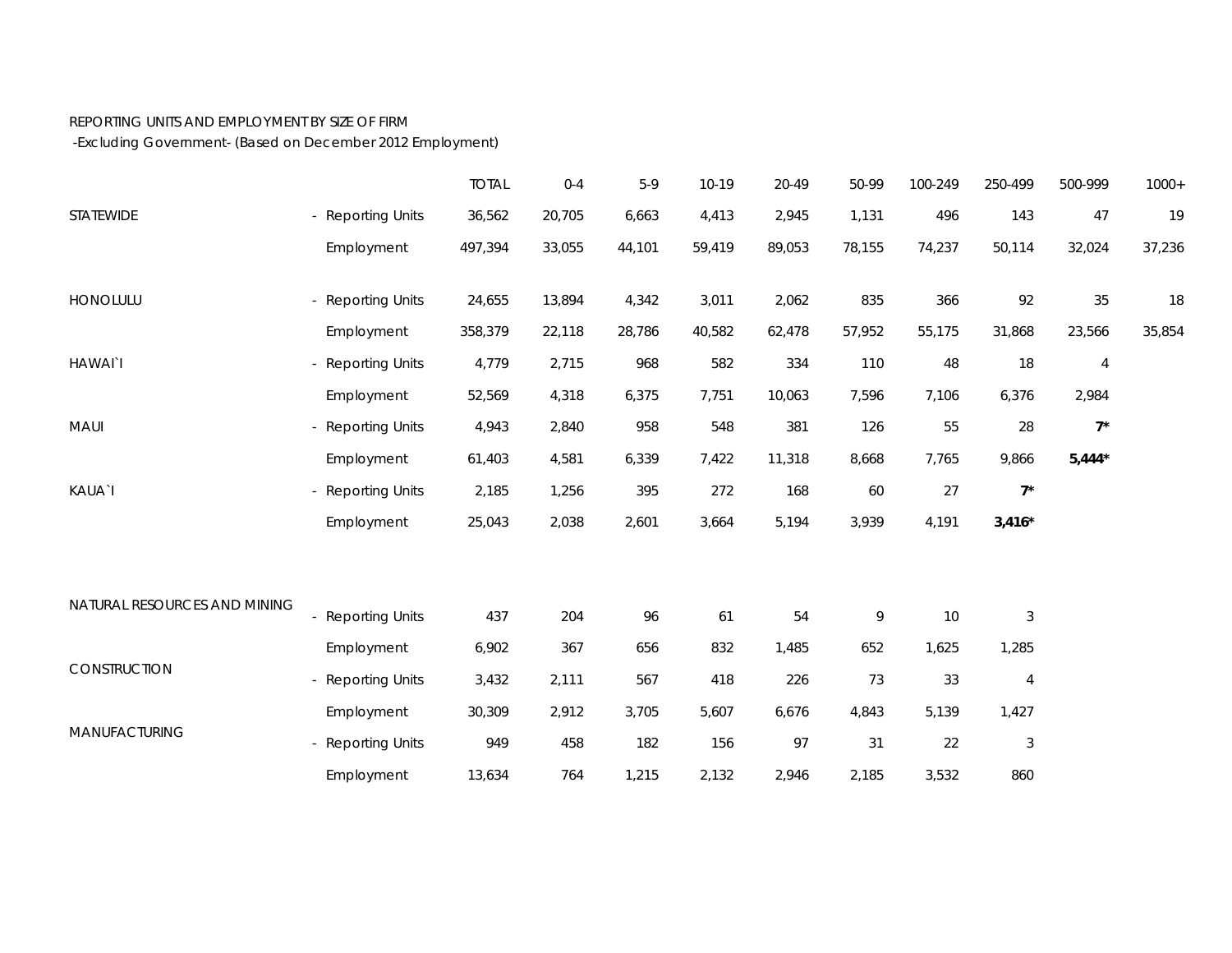REPORTING UNITS AND EMPLOYMENT BY SIZE OF FIRM
-Excluding Government- (Based on December 2012 Employment)

| | | | TOTAL | 0-4 | 5-9 | 10-19 | 20-49 | 50-99 | 100-249 | 250-499 | 500-999 | 1000+ |
|---|---|---|---|---|---|---|---|---|---|---|---|---|
| STATEWIDE | - | Reporting Units | 36,562 | 20,705 | 6,663 | 4,413 | 2,945 | 1,131 | 496 | 143 | 47 | 19 |
| | | Employment | 497,394 | 33,055 | 44,101 | 59,419 | 89,053 | 78,155 | 74,237 | 50,114 | 32,024 | 37,236 |
| HONOLULU | - | Reporting Units | 24,655 | 13,894 | 4,342 | 3,011 | 2,062 | 835 | 366 | 92 | 35 | 18 |
| | | Employment | 358,379 | 22,118 | 28,786 | 40,582 | 62,478 | 57,952 | 55,175 | 31,868 | 23,566 | 35,854 |
| HAWAI`I | - | Reporting Units | 4,779 | 2,715 | 968 | 582 | 334 | 110 | 48 | 18 | 4 | |
| | | Employment | 52,569 | 4,318 | 6,375 | 7,751 | 10,063 | 7,596 | 7,106 | 6,376 | 2,984 | |
| MAUI | - | Reporting Units | 4,943 | 2,840 | 958 | 548 | 381 | 126 | 55 | 28 | **7*** | |
| | | Employment | 61,403 | 4,581 | 6,339 | 7,422 | 11,318 | 8,668 | 7,765 | 9,866 | **5,444*** | |
| KAUA`I | - | Reporting Units | 2,185 | 1,256 | 395 | 272 | 168 | 60 | 27 | **7*** | | |
| | | Employment | 25,043 | 2,038 | 2,601 | 3,664 | 5,194 | 3,939 | 4,191 | **3,416*** | | |
| NATURAL RESOURCES AND MINING | - | Reporting Units | 437 | 204 | 96 | 61 | 54 | 9 | 10 | 3 | | |
| | | Employment | 6,902 | 367 | 656 | 832 | 1,485 | 652 | 1,625 | 1,285 | | |
| CONSTRUCTION | - | Reporting Units | 3,432 | 2,111 | 567 | 418 | 226 | 73 | 33 | 4 | | |
| | | Employment | 30,309 | 2,912 | 3,705 | 5,607 | 6,676 | 4,843 | 5,139 | 1,427 | | |
| MANUFACTURING | - | Reporting Units | 949 | 458 | 182 | 156 | 97 | 31 | 22 | 3 | | |
| | | Employment | 13,634 | 764 | 1,215 | 2,132 | 2,946 | 2,185 | 3,532 | 860 | | |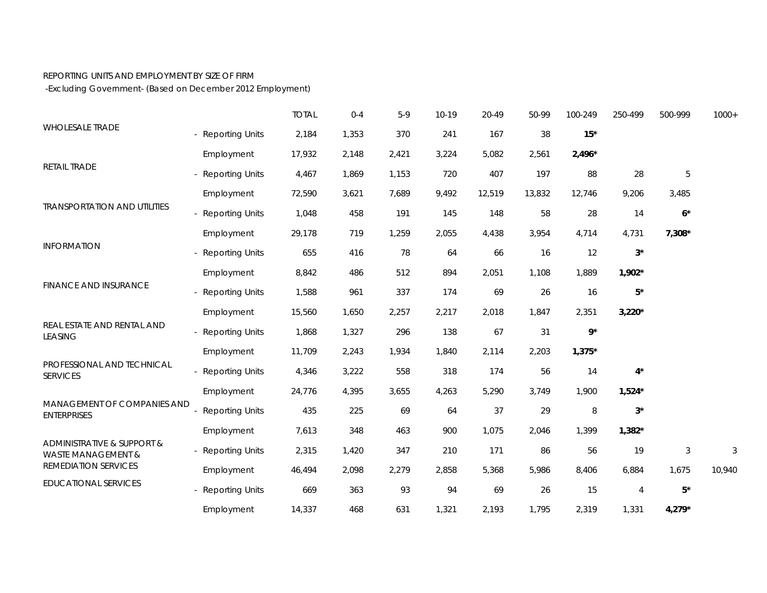REPORTING UNITS AND EMPLOYMENT BY SIZE OF FIRM
-Excluding Government- (Based on December 2012 Employment)

| | | TOTAL | 0-4 | 5-9 | 10-19 | 20-49 | 50-99 | 100-249 | 250-499 | 500-999 | 1000+ |
|---|---|---|---|---|---|---|---|---|---|---|---|
| WHOLESALE TRADE | - Reporting Units | 2,184 | 1,353 | 370 | 241 | 167 | 38 | **15*** | | | |
| | Employment | 17,932 | 2,148 | 2,421 | 3,224 | 5,082 | 2,561 | **2,496*** | | | |
| RETAIL TRADE | - Reporting Units | 4,467 | 1,869 | 1,153 | 720 | 407 | 197 | 88 | 28 | 5 | |
| | Employment | 72,590 | 3,621 | 7,689 | 9,492 | 12,519 | 13,832 | 12,746 | 9,206 | 3,485 | |
| TRANSPORTATION AND UTILITIES | - Reporting Units | 1,048 | 458 | 191 | 145 | 148 | 58 | 28 | 14 | **6*** | |
| | Employment | 29,178 | 719 | 1,259 | 2,055 | 4,438 | 3,954 | 4,714 | 4,731 | **7,308*** | |
| INFORMATION | - Reporting Units | 655 | 416 | 78 | 64 | 66 | 16 | 12 | **3*** | | |
| | Employment | 8,842 | 486 | 512 | 894 | 2,051 | 1,108 | 1,889 | **1,902*** | | |
| FINANCE AND INSURANCE | - Reporting Units | 1,588 | 961 | 337 | 174 | 69 | 26 | 16 | **5*** | | |
| | Employment | 15,560 | 1,650 | 2,257 | 2,217 | 2,018 | 1,847 | 2,351 | **3,220*** | | |
| REAL ESTATE AND RENTAL AND LEASING | - Reporting Units | 1,868 | 1,327 | 296 | 138 | 67 | 31 | **9*** | | | |
| | Employment | 11,709 | 2,243 | 1,934 | 1,840 | 2,114 | 2,203 | **1,375*** | | | |
| PROFESSIONAL AND TECHNICAL SERVICES | - Reporting Units | 4,346 | 3,222 | 558 | 318 | 174 | 56 | 14 | **4*** | | |
| | Employment | 24,776 | 4,395 | 3,655 | 4,263 | 5,290 | 3,749 | 1,900 | **1,524*** | | |
| MANAGEMENT OF COMPANIES AND ENTERPRISES | - Reporting Units | 435 | 225 | 69 | 64 | 37 | 29 | 8 | **3*** | | |
| | Employment | 7,613 | 348 | 463 | 900 | 1,075 | 2,046 | 1,399 | **1,382*** | | |
| ADMINISTRATIVE & SUPPORT & WASTE MANAGEMENT & REMEDIATION SERVICES | - Reporting Units | 2,315 | 1,420 | 347 | 210 | 171 | 86 | 56 | 19 | 3 | 3 |
| | Employment | 46,494 | 2,098 | 2,279 | 2,858 | 5,368 | 5,986 | 8,406 | 6,884 | 1,675 | 10,940 |
| EDUCATIONAL SERVICES | - Reporting Units | 669 | 363 | 93 | 94 | 69 | 26 | 15 | 4 | **5*** | |
| | Employment | 14,337 | 468 | 631 | 1,321 | 2,193 | 1,795 | 2,319 | 1,331 | **4,279*** | |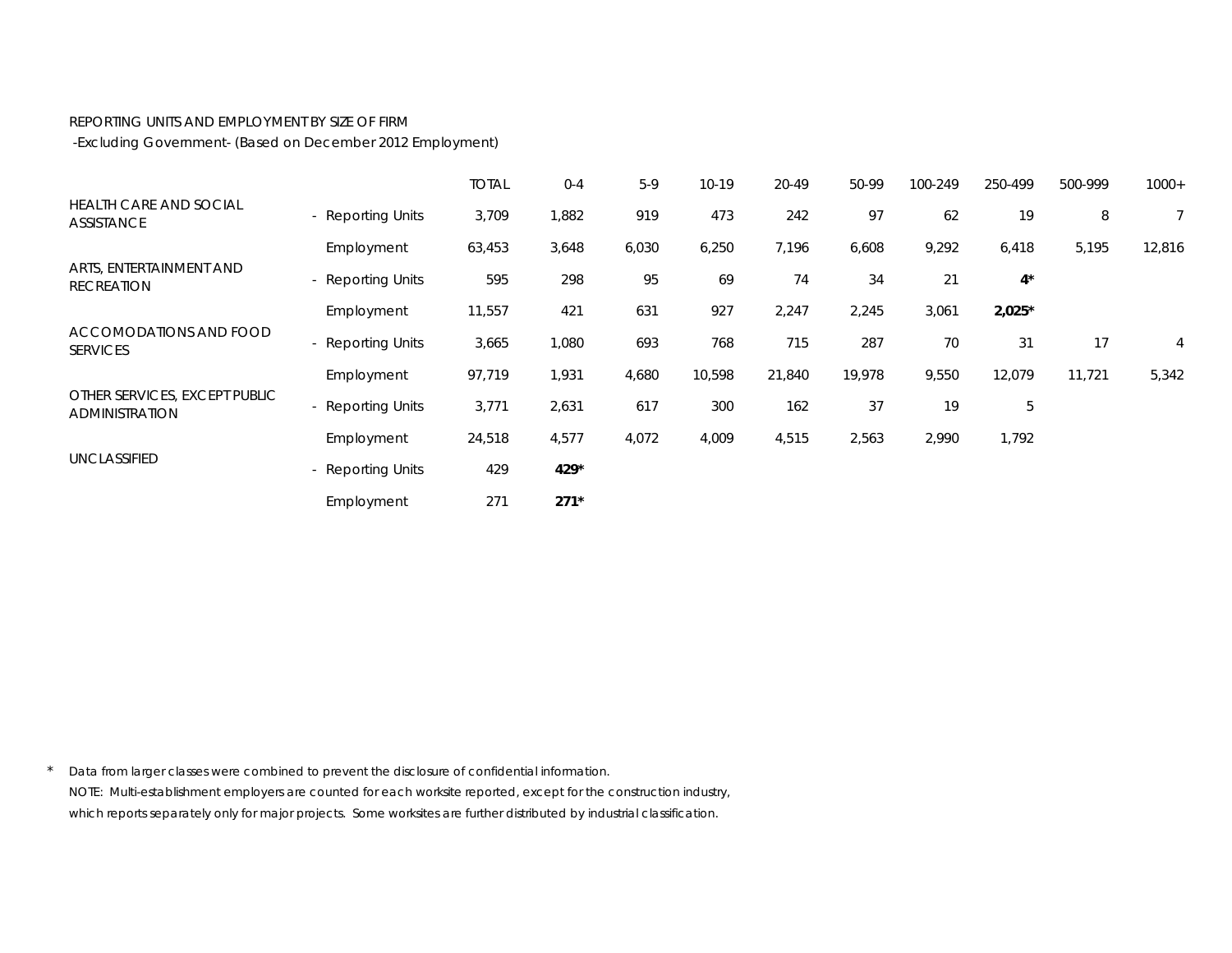REPORTING UNITS AND EMPLOYMENT BY SIZE OF FIRM

-Excluding Government- (Based on December 2012 Employment)

| | | TOTAL | 0-4 | 5-9 | 10-19 | 20-49 | 50-99 | 100-249 | 250-499 | 500-999 | 1000+ |
|---|---|---|---|---|---|---|---|---|---|---|---|
| HEALTH CARE AND SOCIAL ASSISTANCE | - Reporting Units | 3,709 | 1,882 | 919 | 473 | 242 | 97 | 62 | 19 | 8 | 7 |
| | Employment | 63,453 | 3,648 | 6,030 | 6,250 | 7,196 | 6,608 | 9,292 | 6,418 | 5,195 | 12,816 |
| ARTS, ENTERTAINMENT AND RECREATION | - Reporting Units | 595 | 298 | 95 | 69 | 74 | 34 | 21 | **4*** | | |
| | Employment | 11,557 | 421 | 631 | 927 | 2,247 | 2,245 | 3,061 | **2,025*** | | |
| ACCOMODATIONS AND FOOD SERVICES | - Reporting Units | 3,665 | 1,080 | 693 | 768 | 715 | 287 | 70 | 31 | 17 | 4 |
| | Employment | 97,719 | 1,931 | 4,680 | 10,598 | 21,840 | 19,978 | 9,550 | 12,079 | 11,721 | 5,342 |
| OTHER SERVICES, EXCEPT PUBLIC ADMINISTRATION | - Reporting Units | 3,771 | 2,631 | 617 | 300 | 162 | 37 | 19 | 5 | | |
| | Employment | 24,518 | 4,577 | 4,072 | 4,009 | 4,515 | 2,563 | 2,990 | 1,792 | | |
| UNCLASSIFIED | - Reporting Units | 429 | **429*** | | | | | | | | |
| | Employment | 271 | **271*** | | | | | | | | |

\* Data from larger classes were combined to prevent the disclosure of confidential information.

NOTE: Multi-establishment employers are counted for each worksite reported, except for the construction industry, which reports separately only for major projects. Some worksites are further distributed by industrial classification.